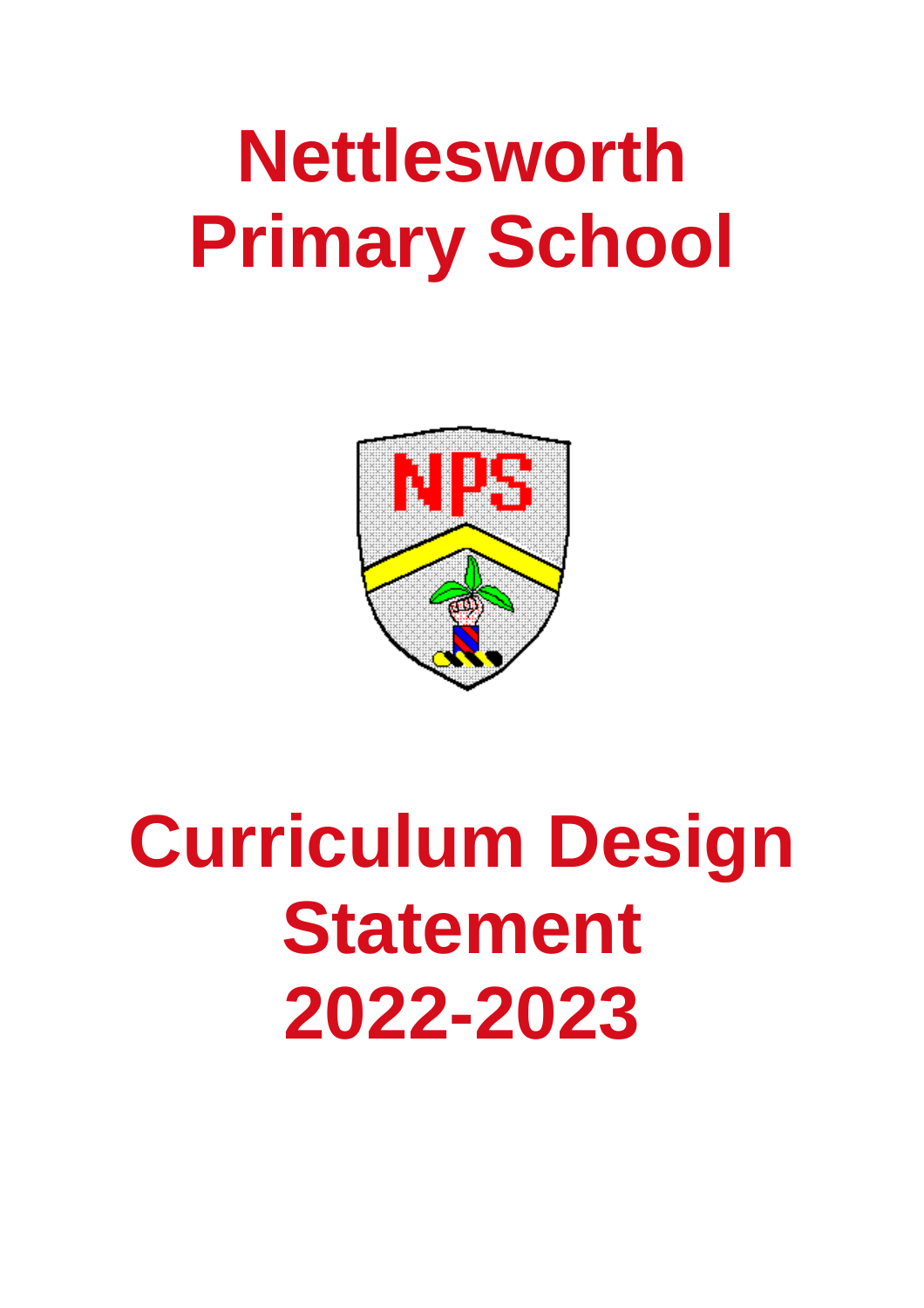# Nettlesworth Primary School

# Curriculum Design Statement 2022-2023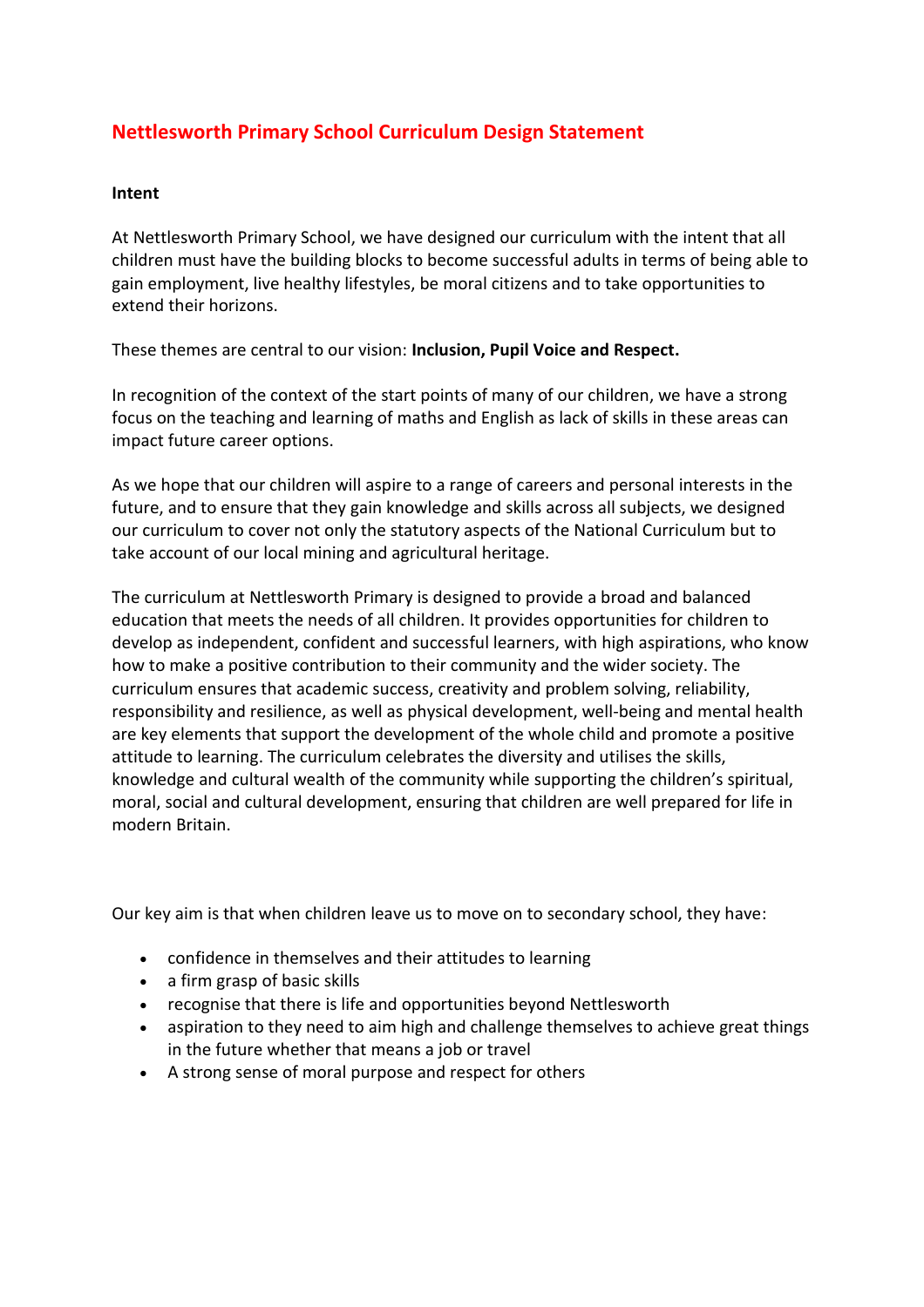# Nettlesworth Primary School Curriculum Design Statement

**Intent**

At Nettlesworth Primary School, we have designed our curriculum with the intent that all children must have the building blocks to become successful adults in terms of being able to gain employment, live healthy lifestyles, be moral citizens and to take opportunities to extend their horizons.

These themes are central to our vision: **Inclusion, Pupil Voice and Respect.**

In recognition of the context of the start points of many of our children, we have a strong focus on the teaching and learning of maths and English as lack of skills in these areas can impact future career options.

As we hope that our children will aspire to a range of careers and personal interests in the future, and to ensure that they gain knowledge and skills across all subjects, we designed our curriculum to cover not only the statutory aspects of the National Curriculum but to take account of our local mining and agricultural heritage.

The curriculum at Nettlesworth Primary is designed to provide a broad and balanced education that meets the needs of all children. It provides opportunities for children to develop as independent, confident and successful learners, with high aspirations, who know how to make a positive contribution to their community and the wider society. The curriculum ensures that academic success, creativity and problem solving, reliability, responsibility and resilience, as well as physical development, well-being and mental health are key elements that support the development of the whole child and promote a positive attitude to learning. The curriculum celebrates the diversity and utilises the skills, knowledge and cultural wealth of the community while supporting the children's spiritual, moral, social and cultural development, ensuring that children are well prepared for life in modern Britain.

Our key aim is that when children leave us to move on to secondary school, they have:

- confidence in themselves and their attitudes to learning
- a firm grasp of basic skills
- recognise that there is life and opportunities beyond Nettlesworth
- aspiration to they need to aim high and challenge themselves to achieve great things in the future whether that means a job or travel
- A strong sense of moral purpose and respect for others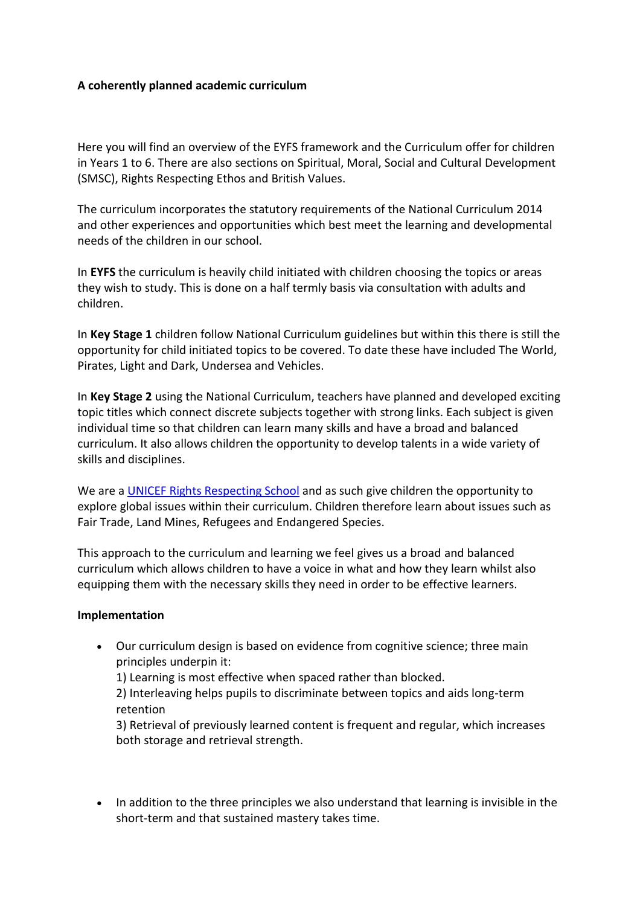**A coherently planned academic curriculum**

Here you will find an overview of the EYFS framework and the Curriculum offer for children in Years 1 to 6. There are also sections on Spiritual, Moral, Social and Cultural Development (SMSC), Rights Respecting Ethos and British Values.

The curriculum incorporates the statutory requirements of the National Curriculum 2014 and other experiences and opportunities which best meet the learning and developmental needs of the children in our school.

In **EYFS** the curriculum is heavily child initiated with children choosing the topics or areas they wish to study. This is done on a half termly basis via consultation with adults and children.

In **Key Stage 1** children follow National Curriculum guidelines but within this there is still the opportunity for child initiated topics to be covered. To date these have included The World, Pirates, Light and Dark, Undersea and Vehicles.

In **Key Stage 2** using the National Curriculum, teachers have planned and developed exciting topic titles which connect discrete subjects together with strong links. Each subject is given individual time so that children can learn many skills and have a broad and balanced curriculum. It also allows children the opportunity to develop talents in a wide variety of skills and disciplines.

We are a UNICEF Rights Respecting School and as such give children the opportunity to explore global issues within their curriculum. Children therefore learn about issues such as Fair Trade, Land Mines, Refugees and Endangered Species.

This approach to the curriculum and learning we feel gives us a broad and balanced curriculum which allows children to have a voice in what and how they learn whilst also equipping them with the necessary skills they need in order to be effective learners.

**Implementation**

- Our curriculum design is based on evidence from cognitive science; three main principles underpin it:
  1) Learning is most effective when spaced rather than blocked.
  2) Interleaving helps pupils to discriminate between topics and aids long-term retention
  3) Retrieval of previously learned content is frequent and regular, which increases both storage and retrieval strength.

- In addition to the three principles we also understand that learning is invisible in the short-term and that sustained mastery takes time.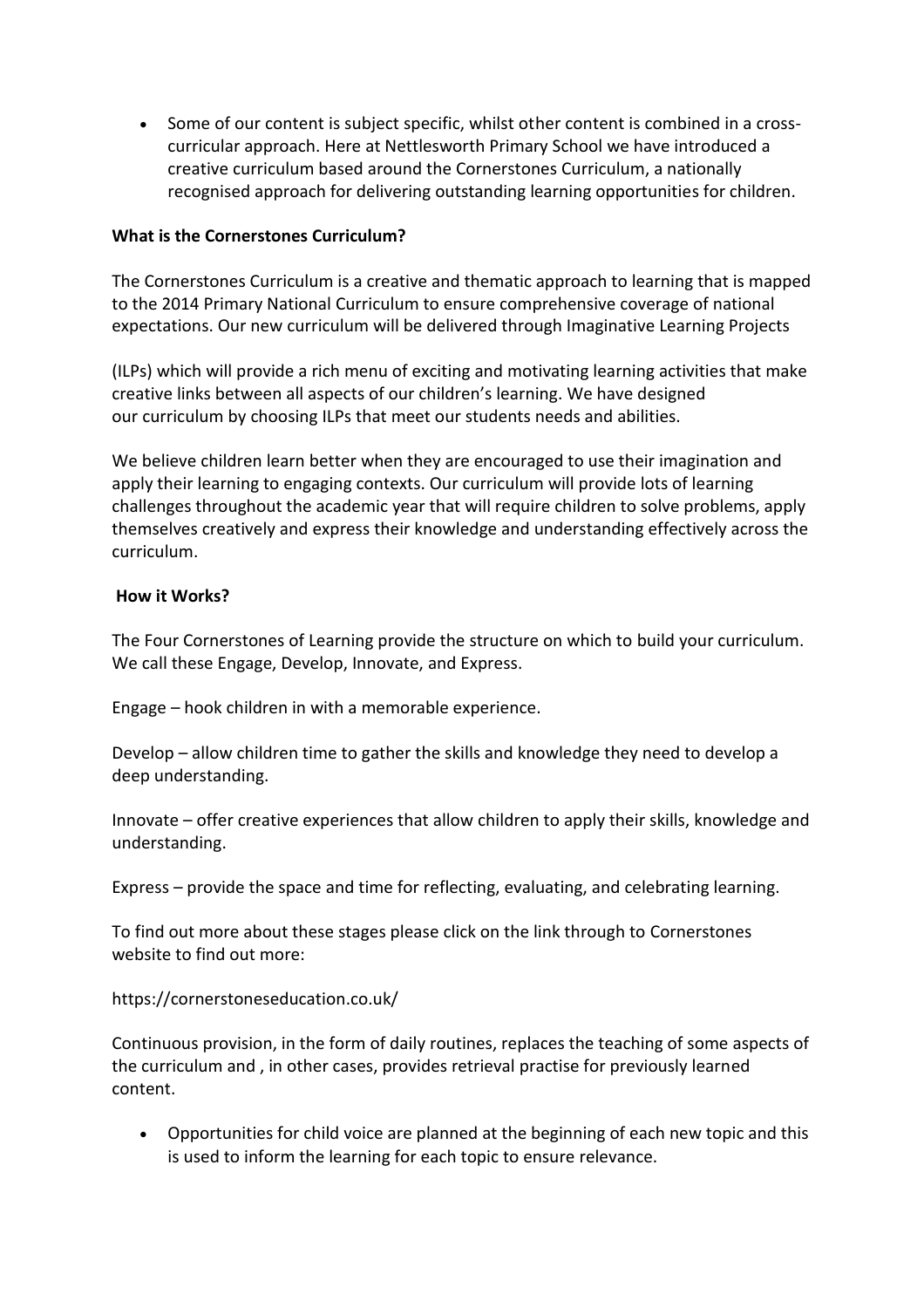- Some of our content is subject specific, whilst other content is combined in a cross-curricular approach. Here at Nettlesworth Primary School we have introduced a creative curriculum based around the Cornerstones Curriculum, a nationally recognised approach for delivering outstanding learning opportunities for children.

**What is the Cornerstones Curriculum?**

The Cornerstones Curriculum is a creative and thematic approach to learning that is mapped to the 2014 Primary National Curriculum to ensure comprehensive coverage of national expectations. Our new curriculum will be delivered through Imaginative Learning Projects

(ILPs) which will provide a rich menu of exciting and motivating learning activities that make creative links between all aspects of our children's learning. We have designed our curriculum by choosing ILPs that meet our students needs and abilities.

We believe children learn better when they are encouraged to use their imagination and apply their learning to engaging contexts. Our curriculum will provide lots of learning challenges throughout the academic year that will require children to solve problems, apply themselves creatively and express their knowledge and understanding effectively across the curriculum.

**How it Works?**

The Four Cornerstones of Learning provide the structure on which to build your curriculum. We call these Engage, Develop, Innovate, and Express.

Engage – hook children in with a memorable experience.

Develop – allow children time to gather the skills and knowledge they need to develop a deep understanding.

Innovate – offer creative experiences that allow children to apply their skills, knowledge and understanding.

Express – provide the space and time for reflecting, evaluating, and celebrating learning.

To find out more about these stages please click on the link through to Cornerstones website to find out more:

https://cornerstoneseducation.co.uk/

Continuous provision, in the form of daily routines, replaces the teaching of some aspects of the curriculum and , in other cases, provides retrieval practise for previously learned content.

- Opportunities for child voice are planned at the beginning of each new topic and this is used to inform the learning for each topic to ensure relevance.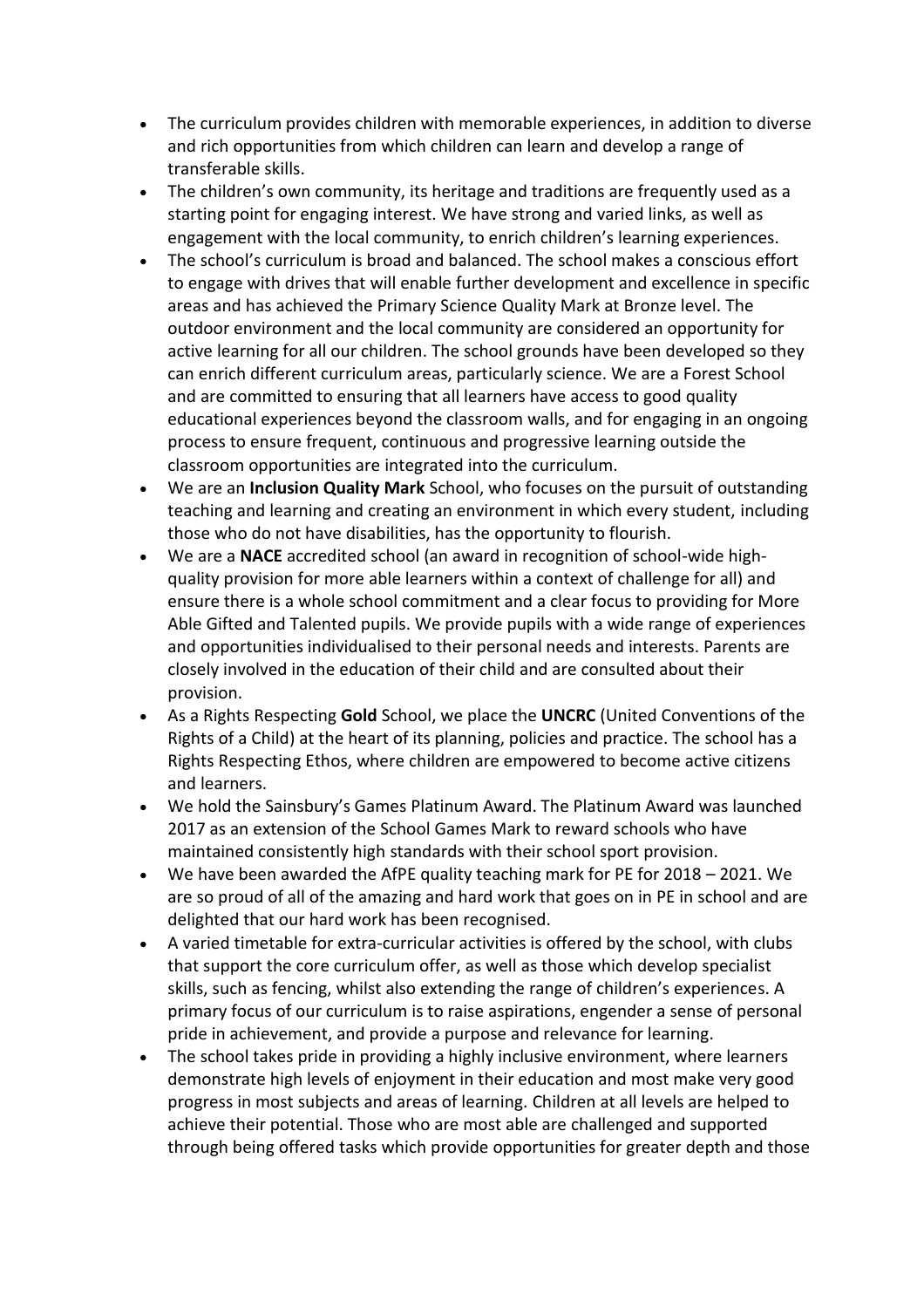- The curriculum provides children with memorable experiences, in addition to diverse and rich opportunities from which children can learn and develop a range of transferable skills.
- The children's own community, its heritage and traditions are frequently used as a starting point for engaging interest. We have strong and varied links, as well as engagement with the local community, to enrich children's learning experiences.
- The school's curriculum is broad and balanced. The school makes a conscious effort to engage with drives that will enable further development and excellence in specific areas and has achieved the Primary Science Quality Mark at Bronze level. The outdoor environment and the local community are considered an opportunity for active learning for all our children. The school grounds have been developed so they can enrich different curriculum areas, particularly science. We are a Forest School and are committed to ensuring that all learners have access to good quality educational experiences beyond the classroom walls, and for engaging in an ongoing process to ensure frequent, continuous and progressive learning outside the classroom opportunities are integrated into the curriculum.
- We are an **Inclusion Quality Mark** School, who focuses on the pursuit of outstanding teaching and learning and creating an environment in which every student, including those who do not have disabilities, has the opportunity to flourish.
- We are a **NACE** accredited school (an award in recognition of school-wide high-quality provision for more able learners within a context of challenge for all) and ensure there is a whole school commitment and a clear focus to providing for More Able Gifted and Talented pupils. We provide pupils with a wide range of experiences and opportunities individualised to their personal needs and interests. Parents are closely involved in the education of their child and are consulted about their provision.
- As a Rights Respecting **Gold** School, we place the **UNCRC** (United Conventions of the Rights of a Child) at the heart of its planning, policies and practice. The school has a Rights Respecting Ethos, where children are empowered to become active citizens and learners.
- We hold the Sainsbury's Games Platinum Award. The Platinum Award was launched 2017 as an extension of the School Games Mark to reward schools who have maintained consistently high standards with their school sport provision.
- We have been awarded the AfPE quality teaching mark for PE for 2018 – 2021. We are so proud of all of the amazing and hard work that goes on in PE in school and are delighted that our hard work has been recognised.
- A varied timetable for extra-curricular activities is offered by the school, with clubs that support the core curriculum offer, as well as those which develop specialist skills, such as fencing, whilst also extending the range of children's experiences. A primary focus of our curriculum is to raise aspirations, engender a sense of personal pride in achievement, and provide a purpose and relevance for learning.
- The school takes pride in providing a highly inclusive environment, where learners demonstrate high levels of enjoyment in their education and most make very good progress in most subjects and areas of learning. Children at all levels are helped to achieve their potential. Those who are most able are challenged and supported through being offered tasks which provide opportunities for greater depth and those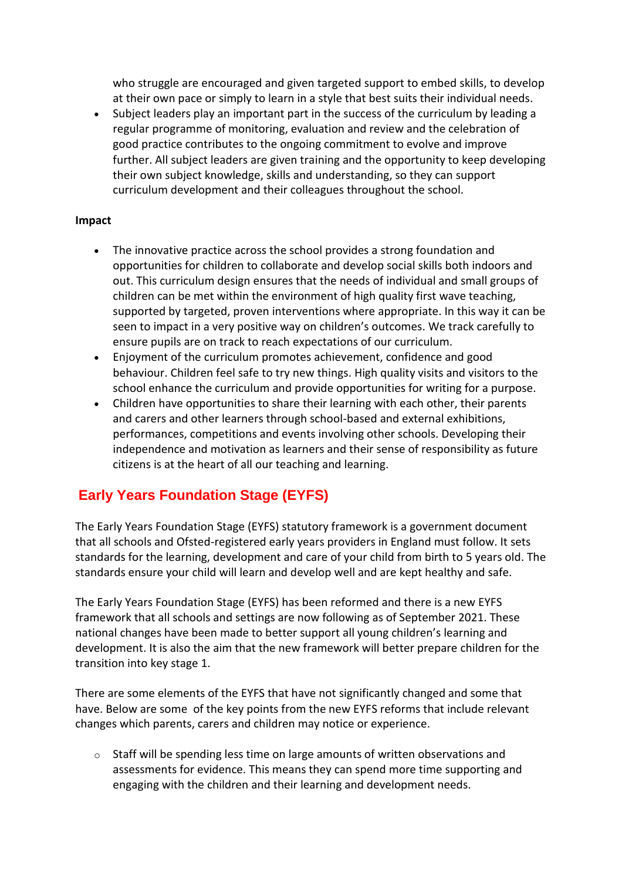who struggle are encouraged and given targeted support to embed skills, to develop at their own pace or simply to learn in a style that best suits their individual needs.

- Subject leaders play an important part in the success of the curriculum by leading a regular programme of monitoring, evaluation and review and the celebration of good practice contributes to the ongoing commitment to evolve and improve further. All subject leaders are given training and the opportunity to keep developing their own subject knowledge, skills and understanding, so they can support curriculum development and their colleagues throughout the school.

**Impact**

- The innovative practice across the school provides a strong foundation and opportunities for children to collaborate and develop social skills both indoors and out. This curriculum design ensures that the needs of individual and small groups of children can be met within the environment of high quality first wave teaching, supported by targeted, proven interventions where appropriate. In this way it can be seen to impact in a very positive way on children's outcomes. We track carefully to ensure pupils are on track to reach expectations of our curriculum.
- Enjoyment of the curriculum promotes achievement, confidence and good behaviour. Children feel safe to try new things. High quality visits and visitors to the school enhance the curriculum and provide opportunities for writing for a purpose.
- Children have opportunities to share their learning with each other, their parents and carers and other learners through school-based and external exhibitions, performances, competitions and events involving other schools. Developing their independence and motivation as learners and their sense of responsibility as future citizens is at the heart of all our teaching and learning.

## Early Years Foundation Stage (EYFS)

The Early Years Foundation Stage (EYFS) statutory framework is a government document that all schools and Ofsted-registered early years providers in England must follow. It sets standards for the learning, development and care of your child from birth to 5 years old. The standards ensure your child will learn and develop well and are kept healthy and safe.

The Early Years Foundation Stage (EYFS) has been reformed and there is a new EYFS framework that all schools and settings are now following as of September 2021. These national changes have been made to better support all young children's learning and development. It is also the aim that the new framework will better prepare children for the transition into key stage 1.

There are some elements of the EYFS that have not significantly changed and some that have. Below are some of the key points from the new EYFS reforms that include relevant changes which parents, carers and children may notice or experience.

- Staff will be spending less time on large amounts of written observations and assessments for evidence. This means they can spend more time supporting and engaging with the children and their learning and development needs.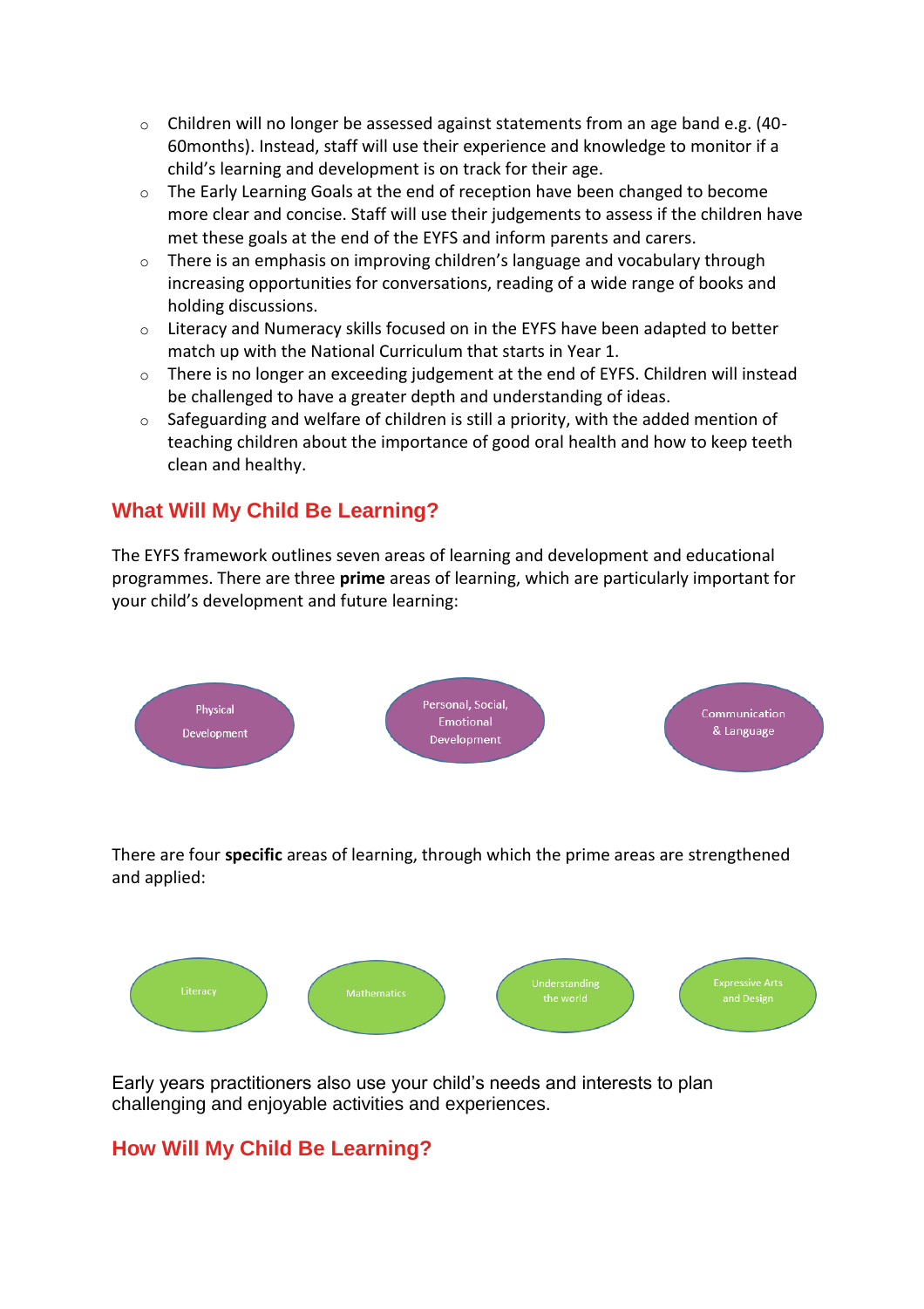- Children will no longer be assessed against statements from an age band e.g. (40-60months). Instead, staff will use their experience and knowledge to monitor if a child's learning and development is on track for their age.
- The Early Learning Goals at the end of reception have been changed to become more clear and concise. Staff will use their judgements to assess if the children have met these goals at the end of the EYFS and inform parents and carers.
- There is an emphasis on improving children's language and vocabulary through increasing opportunities for conversations, reading of a wide range of books and holding discussions.
- Literacy and Numeracy skills focused on in the EYFS have been adapted to better match up with the National Curriculum that starts in Year 1.
- There is no longer an exceeding judgement at the end of EYFS. Children will instead be challenged to have a greater depth and understanding of ideas.
- Safeguarding and welfare of children is still a priority, with the added mention of teaching children about the importance of good oral health and how to keep teeth clean and healthy.

## What Will My Child Be Learning?

The EYFS framework outlines seven areas of learning and development and educational programmes. There are three **prime** areas of learning, which are particularly important for your child's development and future learning:

- Physical Development
- Personal, Social, Emotional Development
- Communication & Language

There are four **specific** areas of learning, through which the prime areas are strengthened and applied:

- Literacy
- Mathematics
- Understanding the world
- Expressive Arts and Design

Early years practitioners also use your child's needs and interests to plan challenging and enjoyable activities and experiences.

## How Will My Child Be Learning?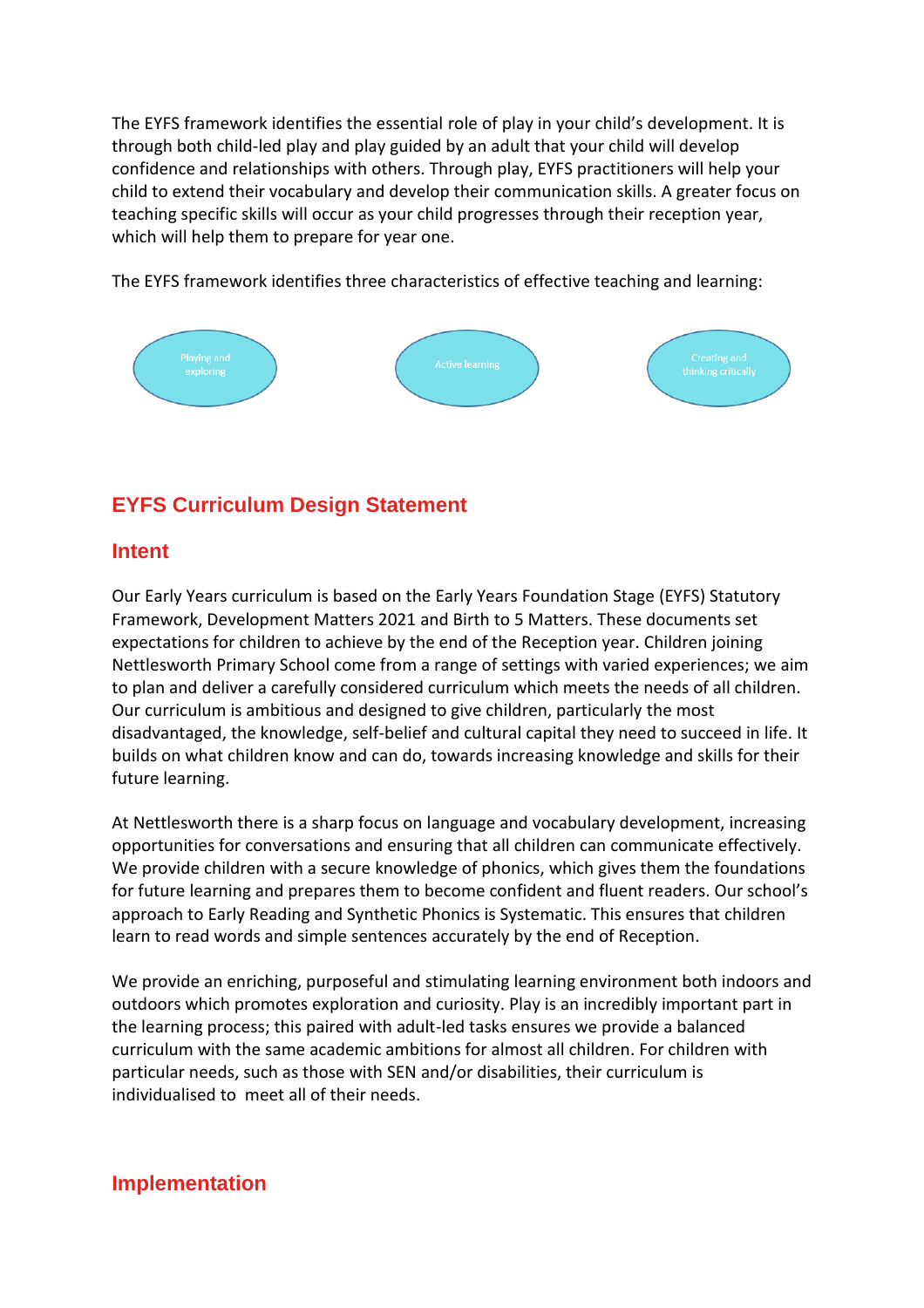The EYFS framework identifies the essential role of play in your child's development. It is through both child-led play and play guided by an adult that your child will develop confidence and relationships with others. Through play, EYFS practitioners will help your child to extend their vocabulary and develop their communication skills. A greater focus on teaching specific skills will occur as your child progresses through their reception year, which will help them to prepare for year one.

The EYFS framework identifies three characteristics of effective teaching and learning:

- Playing and exploring
- Active learning
- Creating and thinking critically

## EYFS Curriculum Design Statement

### Intent

Our Early Years curriculum is based on the Early Years Foundation Stage (EYFS) Statutory Framework, Development Matters 2021 and Birth to 5 Matters. These documents set expectations for children to achieve by the end of the Reception year. Children joining Nettlesworth Primary School come from a range of settings with varied experiences; we aim to plan and deliver a carefully considered curriculum which meets the needs of all children. Our curriculum is ambitious and designed to give children, particularly the most disadvantaged, the knowledge, self-belief and cultural capital they need to succeed in life. It builds on what children know and can do, towards increasing knowledge and skills for their future learning.

At Nettlesworth there is a sharp focus on language and vocabulary development, increasing opportunities for conversations and ensuring that all children can communicate effectively. We provide children with a secure knowledge of phonics, which gives them the foundations for future learning and prepares them to become confident and fluent readers. Our school's approach to Early Reading and Synthetic Phonics is Systematic. This ensures that children learn to read words and simple sentences accurately by the end of Reception.

We provide an enriching, purposeful and stimulating learning environment both indoors and outdoors which promotes exploration and curiosity. Play is an incredibly important part in the learning process; this paired with adult-led tasks ensures we provide a balanced curriculum with the same academic ambitions for almost all children. For children with particular needs, such as those with SEN and/or disabilities, their curriculum is individualised to meet all of their needs.

### Implementation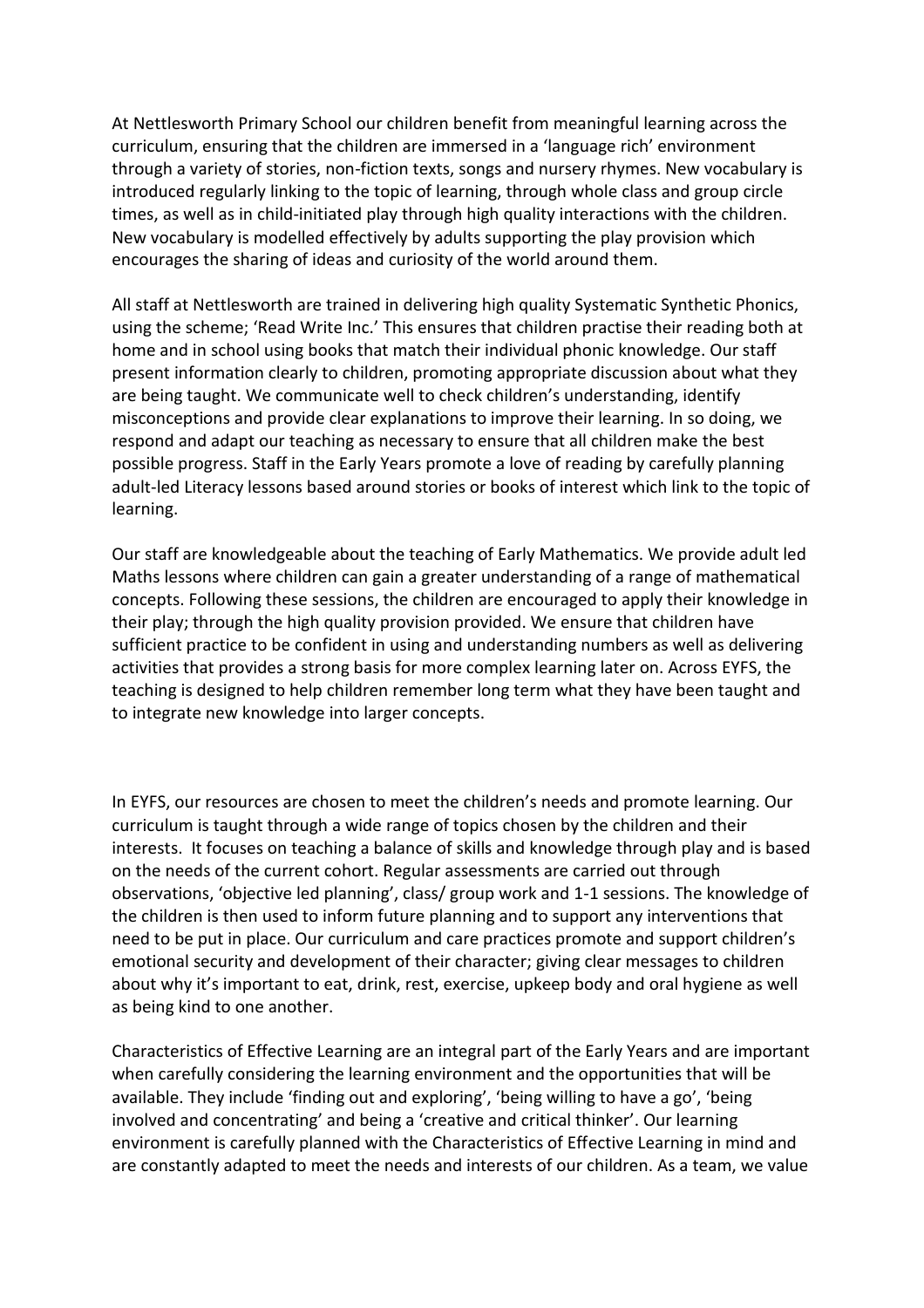At Nettlesworth Primary School our children benefit from meaningful learning across the curriculum, ensuring that the children are immersed in a 'language rich' environment through a variety of stories, non-fiction texts, songs and nursery rhymes. New vocabulary is introduced regularly linking to the topic of learning, through whole class and group circle times, as well as in child-initiated play through high quality interactions with the children. New vocabulary is modelled effectively by adults supporting the play provision which encourages the sharing of ideas and curiosity of the world around them.

All staff at Nettlesworth are trained in delivering high quality Systematic Synthetic Phonics, using the scheme; 'Read Write Inc.' This ensures that children practise their reading both at home and in school using books that match their individual phonic knowledge. Our staff present information clearly to children, promoting appropriate discussion about what they are being taught. We communicate well to check children's understanding, identify misconceptions and provide clear explanations to improve their learning. In so doing, we respond and adapt our teaching as necessary to ensure that all children make the best possible progress. Staff in the Early Years promote a love of reading by carefully planning adult-led Literacy lessons based around stories or books of interest which link to the topic of learning.

Our staff are knowledgeable about the teaching of Early Mathematics. We provide adult led Maths lessons where children can gain a greater understanding of a range of mathematical concepts. Following these sessions, the children are encouraged to apply their knowledge in their play; through the high quality provision provided. We ensure that children have sufficient practice to be confident in using and understanding numbers as well as delivering activities that provides a strong basis for more complex learning later on. Across EYFS, the teaching is designed to help children remember long term what they have been taught and to integrate new knowledge into larger concepts.

In EYFS, our resources are chosen to meet the children's needs and promote learning. Our curriculum is taught through a wide range of topics chosen by the children and their interests. It focuses on teaching a balance of skills and knowledge through play and is based on the needs of the current cohort. Regular assessments are carried out through observations, 'objective led planning', class/ group work and 1-1 sessions. The knowledge of the children is then used to inform future planning and to support any interventions that need to be put in place. Our curriculum and care practices promote and support children's emotional security and development of their character; giving clear messages to children about why it's important to eat, drink, rest, exercise, upkeep body and oral hygiene as well as being kind to one another.

Characteristics of Effective Learning are an integral part of the Early Years and are important when carefully considering the learning environment and the opportunities that will be available. They include 'finding out and exploring', 'being willing to have a go', 'being involved and concentrating' and being a 'creative and critical thinker'. Our learning environment is carefully planned with the Characteristics of Effective Learning in mind and are constantly adapted to meet the needs and interests of our children. As a team, we value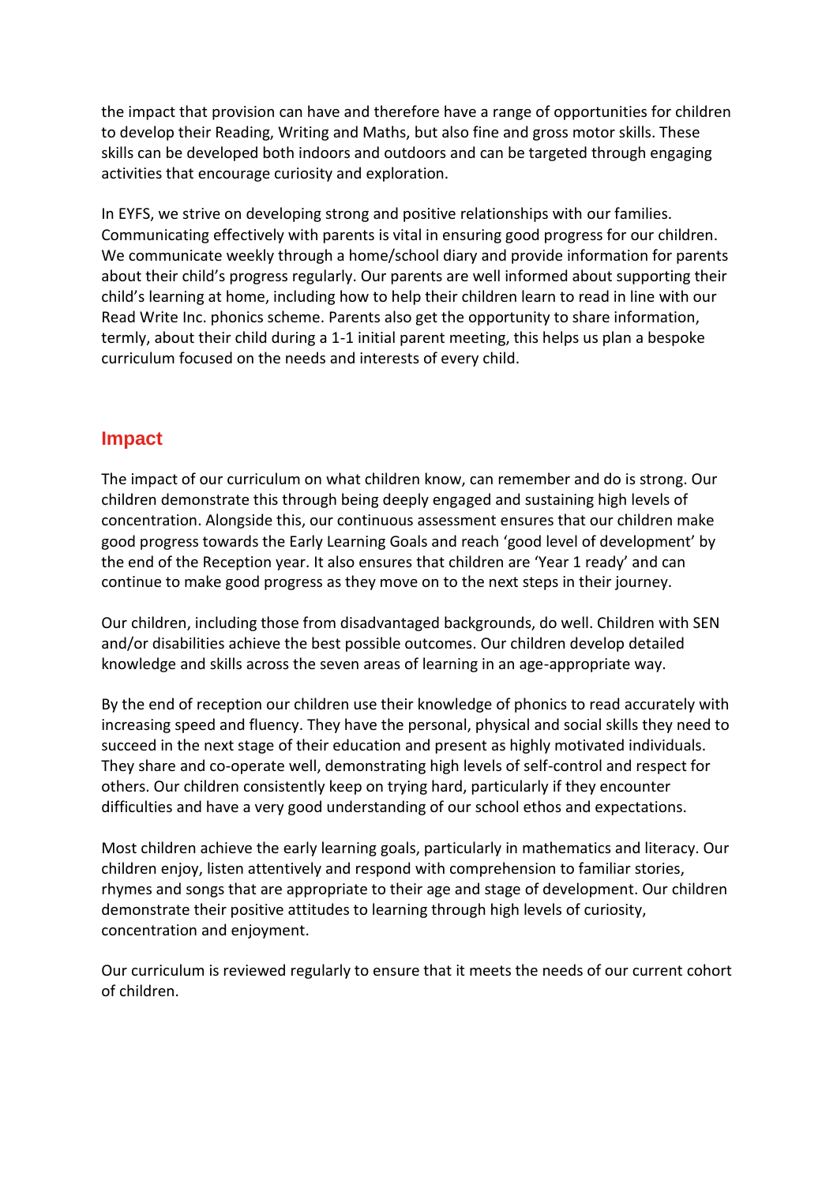the impact that provision can have and therefore have a range of opportunities for children to develop their Reading, Writing and Maths, but also fine and gross motor skills. These skills can be developed both indoors and outdoors and can be targeted through engaging activities that encourage curiosity and exploration.

In EYFS, we strive on developing strong and positive relationships with our families. Communicating effectively with parents is vital in ensuring good progress for our children. We communicate weekly through a home/school diary and provide information for parents about their child's progress regularly. Our parents are well informed about supporting their child's learning at home, including how to help their children learn to read in line with our Read Write Inc. phonics scheme. Parents also get the opportunity to share information, termly, about their child during a 1-1 initial parent meeting, this helps us plan a bespoke curriculum focused on the needs and interests of every child.

## Impact

The impact of our curriculum on what children know, can remember and do is strong. Our children demonstrate this through being deeply engaged and sustaining high levels of concentration. Alongside this, our continuous assessment ensures that our children make good progress towards the Early Learning Goals and reach 'good level of development' by the end of the Reception year. It also ensures that children are 'Year 1 ready' and can continue to make good progress as they move on to the next steps in their journey.

Our children, including those from disadvantaged backgrounds, do well. Children with SEN and/or disabilities achieve the best possible outcomes. Our children develop detailed knowledge and skills across the seven areas of learning in an age-appropriate way.

By the end of reception our children use their knowledge of phonics to read accurately with increasing speed and fluency. They have the personal, physical and social skills they need to succeed in the next stage of their education and present as highly motivated individuals. They share and co-operate well, demonstrating high levels of self-control and respect for others. Our children consistently keep on trying hard, particularly if they encounter difficulties and have a very good understanding of our school ethos and expectations.

Most children achieve the early learning goals, particularly in mathematics and literacy. Our children enjoy, listen attentively and respond with comprehension to familiar stories, rhymes and songs that are appropriate to their age and stage of development. Our children demonstrate their positive attitudes to learning through high levels of curiosity, concentration and enjoyment.

Our curriculum is reviewed regularly to ensure that it meets the needs of our current cohort of children.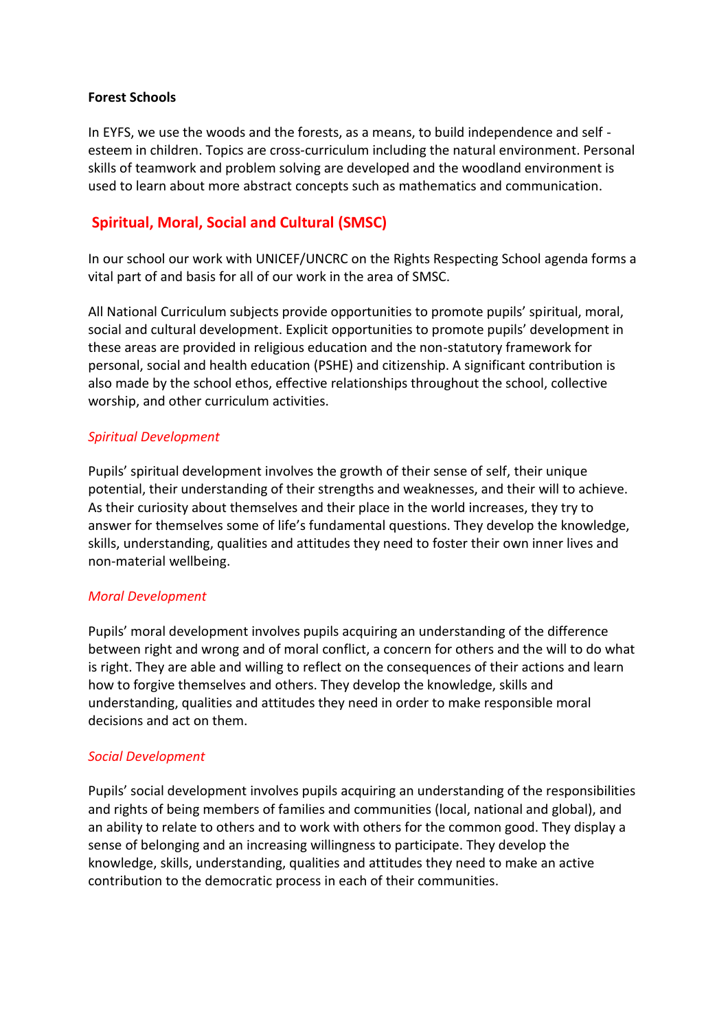**Forest Schools**

In EYFS, we use the woods and the forests, as a means, to build independence and self - esteem in children. Topics are cross-curriculum including the natural environment. Personal skills of teamwork and problem solving are developed and the woodland environment is used to learn about more abstract concepts such as mathematics and communication.

## Spiritual, Moral, Social and Cultural (SMSC)

In our school our work with UNICEF/UNCRC on the Rights Respecting School agenda forms a vital part of and basis for all of our work in the area of SMSC.

All National Curriculum subjects provide opportunities to promote pupils' spiritual, moral, social and cultural development. Explicit opportunities to promote pupils' development in these areas are provided in religious education and the non-statutory framework for personal, social and health education (PSHE) and citizenship. A significant contribution is also made by the school ethos, effective relationships throughout the school, collective worship, and other curriculum activities.

### *Spiritual Development*

Pupils' spiritual development involves the growth of their sense of self, their unique potential, their understanding of their strengths and weaknesses, and their will to achieve. As their curiosity about themselves and their place in the world increases, they try to answer for themselves some of life's fundamental questions. They develop the knowledge, skills, understanding, qualities and attitudes they need to foster their own inner lives and non-material wellbeing.

### *Moral Development*

Pupils' moral development involves pupils acquiring an understanding of the difference between right and wrong and of moral conflict, a concern for others and the will to do what is right. They are able and willing to reflect on the consequences of their actions and learn how to forgive themselves and others. They develop the knowledge, skills and understanding, qualities and attitudes they need in order to make responsible moral decisions and act on them.

### *Social Development*

Pupils' social development involves pupils acquiring an understanding of the responsibilities and rights of being members of families and communities (local, national and global), and an ability to relate to others and to work with others for the common good. They display a sense of belonging and an increasing willingness to participate. They develop the knowledge, skills, understanding, qualities and attitudes they need to make an active contribution to the democratic process in each of their communities.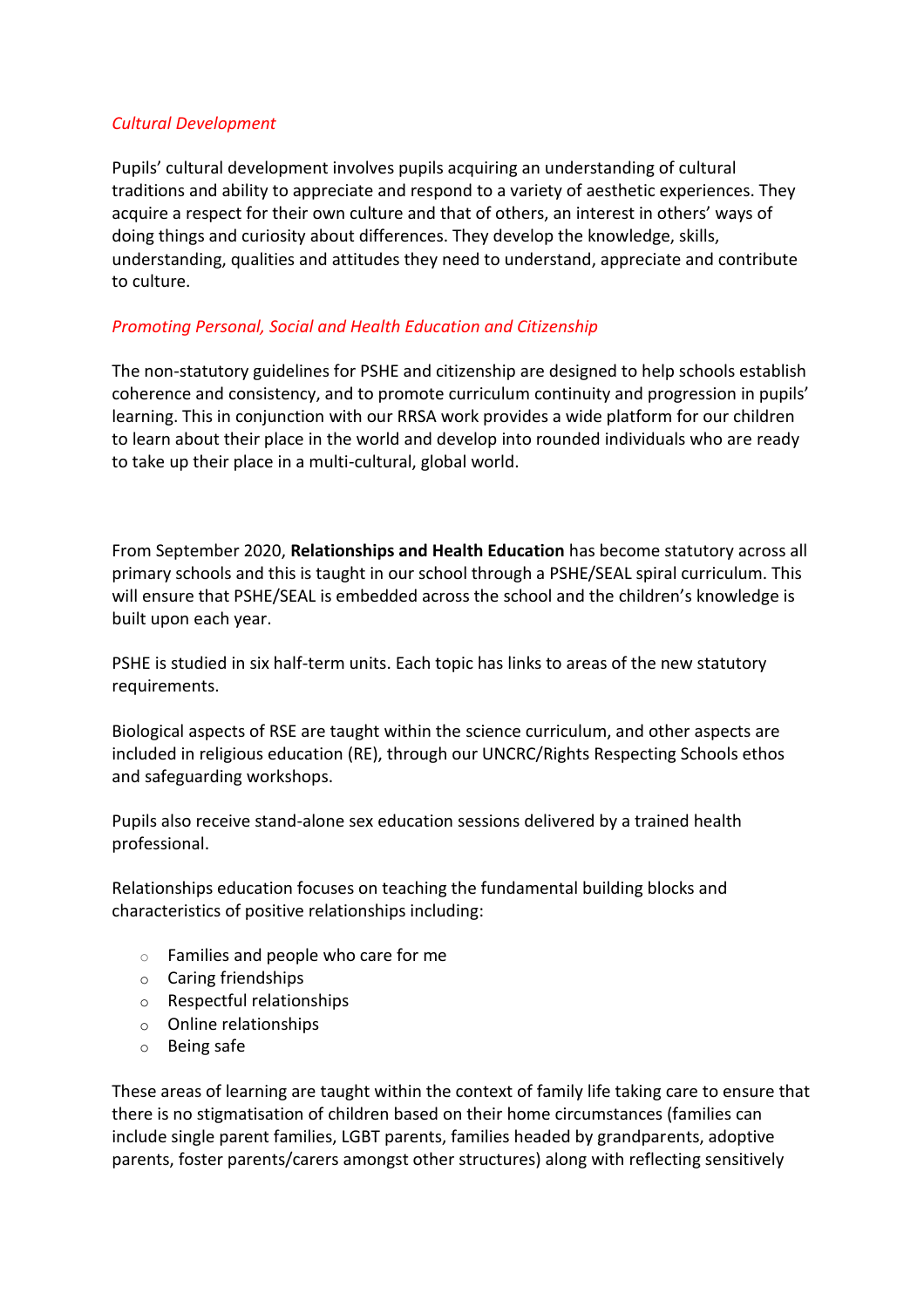*Cultural Development*

Pupils' cultural development involves pupils acquiring an understanding of cultural traditions and ability to appreciate and respond to a variety of aesthetic experiences. They acquire a respect for their own culture and that of others, an interest in others' ways of doing things and curiosity about differences. They develop the knowledge, skills, understanding, qualities and attitudes they need to understand, appreciate and contribute to culture.

*Promoting Personal, Social and Health Education and Citizenship*

The non-statutory guidelines for PSHE and citizenship are designed to help schools establish coherence and consistency, and to promote curriculum continuity and progression in pupils' learning. This in conjunction with our RRSA work provides a wide platform for our children to learn about their place in the world and develop into rounded individuals who are ready to take up their place in a multi-cultural, global world.

From September 2020, **Relationships and Health Education** has become statutory across all primary schools and this is taught in our school through a PSHE/SEAL spiral curriculum. This will ensure that PSHE/SEAL is embedded across the school and the children's knowledge is built upon each year.

PSHE is studied in six half-term units. Each topic has links to areas of the new statutory requirements.

Biological aspects of RSE are taught within the science curriculum, and other aspects are included in religious education (RE), through our UNCRC/Rights Respecting Schools ethos and safeguarding workshops.

Pupils also receive stand-alone sex education sessions delivered by a trained health professional.

Relationships education focuses on teaching the fundamental building blocks and characteristics of positive relationships including:

- Families and people who care for me
- Caring friendships
- Respectful relationships
- Online relationships
- Being safe

These areas of learning are taught within the context of family life taking care to ensure that there is no stigmatisation of children based on their home circumstances (families can include single parent families, LGBT parents, families headed by grandparents, adoptive parents, foster parents/carers amongst other structures) along with reflecting sensitively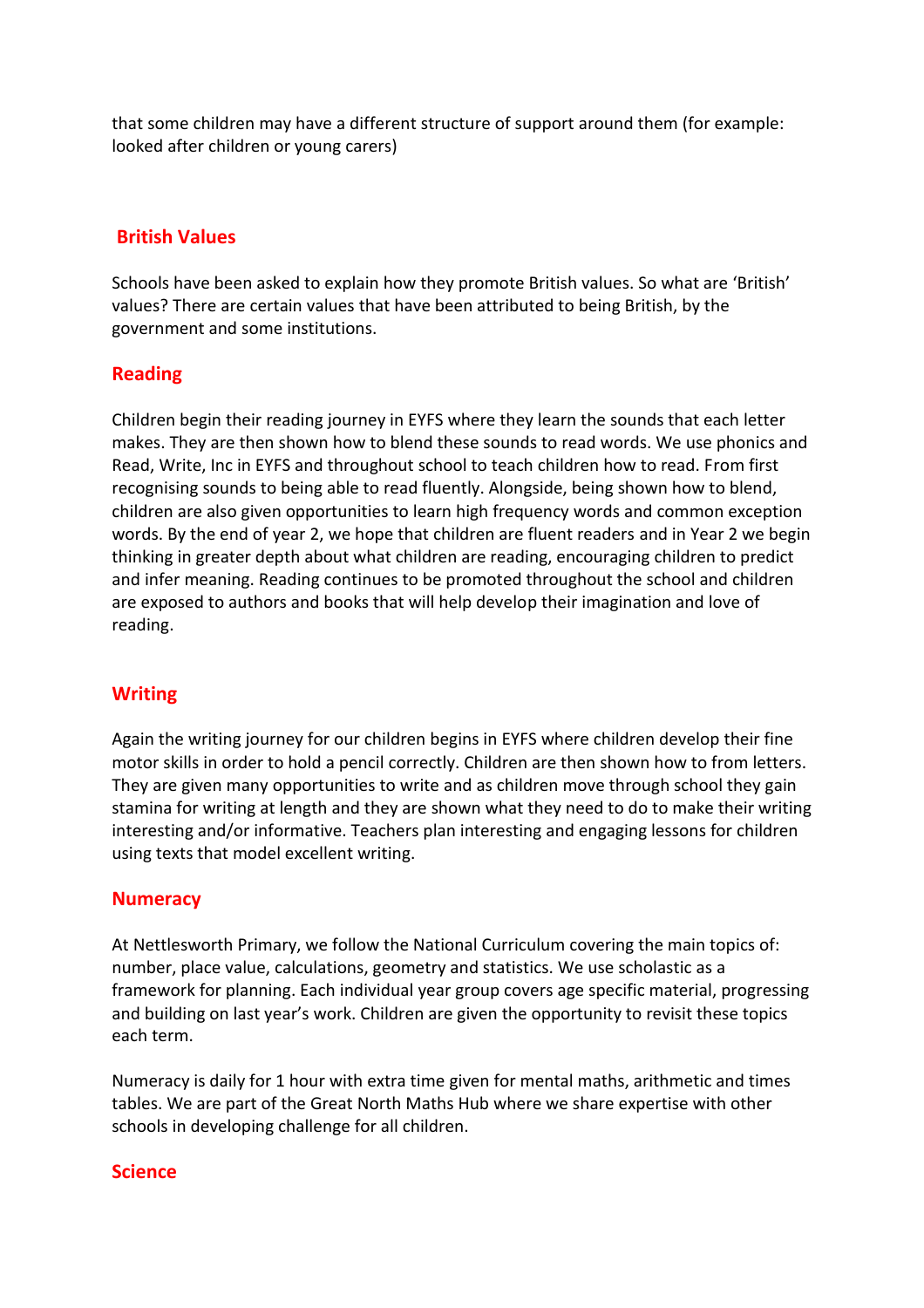that some children may have a different structure of support around them (for example: looked after children or young carers)

## British Values

Schools have been asked to explain how they promote British values. So what are 'British' values? There are certain values that have been attributed to being British, by the government and some institutions.

## Reading

Children begin their reading journey in EYFS where they learn the sounds that each letter makes. They are then shown how to blend these sounds to read words. We use phonics and Read, Write, Inc in EYFS and throughout school to teach children how to read. From first recognising sounds to being able to read fluently. Alongside, being shown how to blend, children are also given opportunities to learn high frequency words and common exception words. By the end of year 2, we hope that children are fluent readers and in Year 2 we begin thinking in greater depth about what children are reading, encouraging children to predict and infer meaning. Reading continues to be promoted throughout the school and children are exposed to authors and books that will help develop their imagination and love of reading.

## Writing

Again the writing journey for our children begins in EYFS where children develop their fine motor skills in order to hold a pencil correctly. Children are then shown how to from letters. They are given many opportunities to write and as children move through school they gain stamina for writing at length and they are shown what they need to do to make their writing interesting and/or informative. Teachers plan interesting and engaging lessons for children using texts that model excellent writing.

## Numeracy

At Nettlesworth Primary, we follow the National Curriculum covering the main topics of: number, place value, calculations, geometry and statistics. We use scholastic as a framework for planning. Each individual year group covers age specific material, progressing and building on last year's work. Children are given the opportunity to revisit these topics each term.

Numeracy is daily for 1 hour with extra time given for mental maths, arithmetic and times tables. We are part of the Great North Maths Hub where we share expertise with other schools in developing challenge for all children.

## Science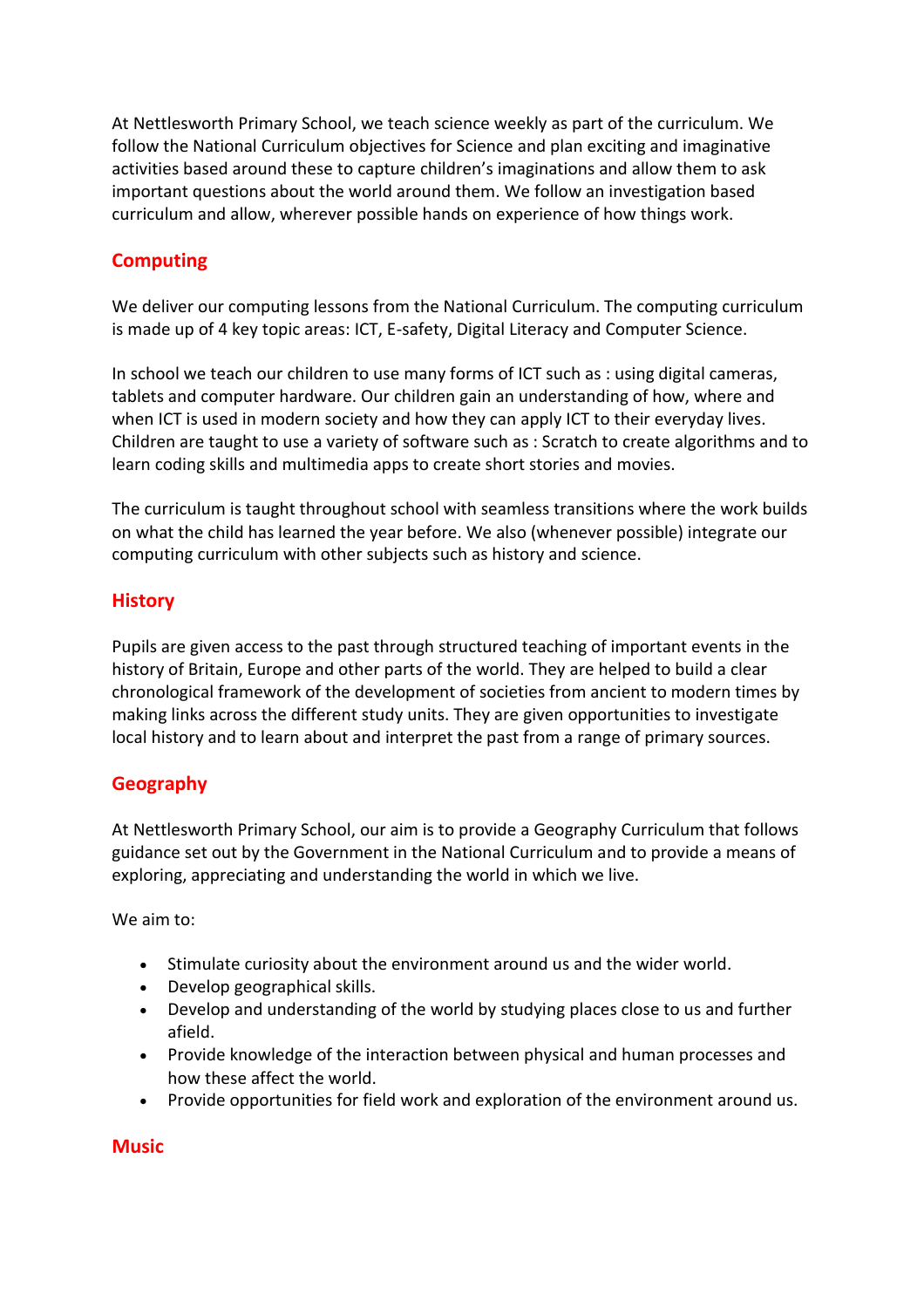At Nettlesworth Primary School, we teach science weekly as part of the curriculum. We follow the National Curriculum objectives for Science and plan exciting and imaginative activities based around these to capture children's imaginations and allow them to ask important questions about the world around them. We follow an investigation based curriculum and allow, wherever possible hands on experience of how things work.

## Computing

We deliver our computing lessons from the National Curriculum. The computing curriculum is made up of 4 key topic areas: ICT, E-safety, Digital Literacy and Computer Science.

In school we teach our children to use many forms of ICT such as : using digital cameras, tablets and computer hardware. Our children gain an understanding of how, where and when ICT is used in modern society and how they can apply ICT to their everyday lives. Children are taught to use a variety of software such as : Scratch to create algorithms and to learn coding skills and multimedia apps to create short stories and movies.

The curriculum is taught throughout school with seamless transitions where the work builds on what the child has learned the year before. We also (whenever possible) integrate our computing curriculum with other subjects such as history and science.

## History

Pupils are given access to the past through structured teaching of important events in the history of Britain, Europe and other parts of the world. They are helped to build a clear chronological framework of the development of societies from ancient to modern times by making links across the different study units. They are given opportunities to investigate local history and to learn about and interpret the past from a range of primary sources.

## Geography

At Nettlesworth Primary School, our aim is to provide a Geography Curriculum that follows guidance set out by the Government in the National Curriculum and to provide a means of exploring, appreciating and understanding the world in which we live.

We aim to:

- Stimulate curiosity about the environment around us and the wider world.
- Develop geographical skills.
- Develop and understanding of the world by studying places close to us and further afield.
- Provide knowledge of the interaction between physical and human processes and how these affect the world.
- Provide opportunities for field work and exploration of the environment around us.

## Music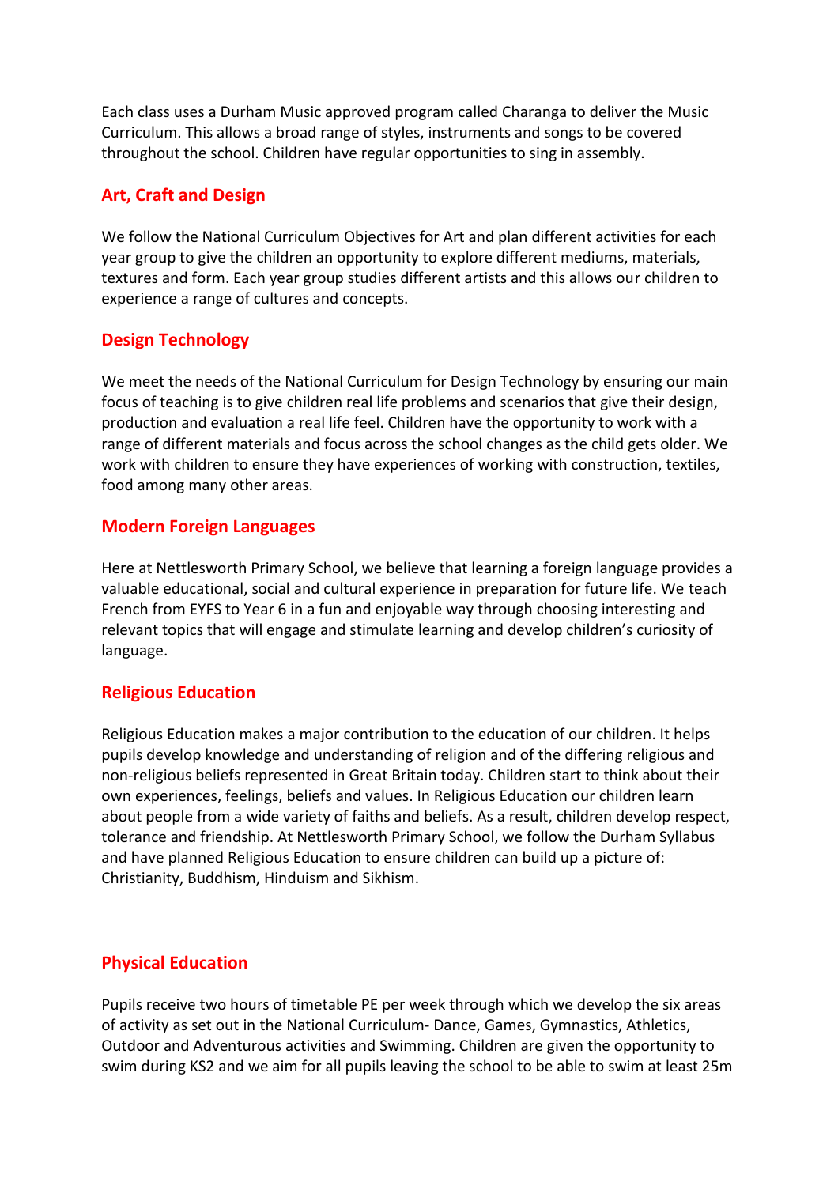Each class uses a Durham Music approved program called Charanga to deliver the Music Curriculum. This allows a broad range of styles, instruments and songs to be covered throughout the school. Children have regular opportunities to sing in assembly.

## Art, Craft and Design

We follow the National Curriculum Objectives for Art and plan different activities for each year group to give the children an opportunity to explore different mediums, materials, textures and form. Each year group studies different artists and this allows our children to experience a range of cultures and concepts.

## Design Technology

We meet the needs of the National Curriculum for Design Technology by ensuring our main focus of teaching is to give children real life problems and scenarios that give their design, production and evaluation a real life feel. Children have the opportunity to work with a range of different materials and focus across the school changes as the child gets older. We work with children to ensure they have experiences of working with construction, textiles, food among many other areas.

## Modern Foreign Languages

Here at Nettlesworth Primary School, we believe that learning a foreign language provides a valuable educational, social and cultural experience in preparation for future life. We teach French from EYFS to Year 6 in a fun and enjoyable way through choosing interesting and relevant topics that will engage and stimulate learning and develop children's curiosity of language.

## Religious Education

Religious Education makes a major contribution to the education of our children. It helps pupils develop knowledge and understanding of religion and of the differing religious and non-religious beliefs represented in Great Britain today. Children start to think about their own experiences, feelings, beliefs and values. In Religious Education our children learn about people from a wide variety of faiths and beliefs. As a result, children develop respect, tolerance and friendship. At Nettlesworth Primary School, we follow the Durham Syllabus and have planned Religious Education to ensure children can build up a picture of: Christianity, Buddhism, Hinduism and Sikhism.

## Physical Education

Pupils receive two hours of timetable PE per week through which we develop the six areas of activity as set out in the National Curriculum- Dance, Games, Gymnastics, Athletics, Outdoor and Adventurous activities and Swimming. Children are given the opportunity to swim during KS2 and we aim for all pupils leaving the school to be able to swim at least 25m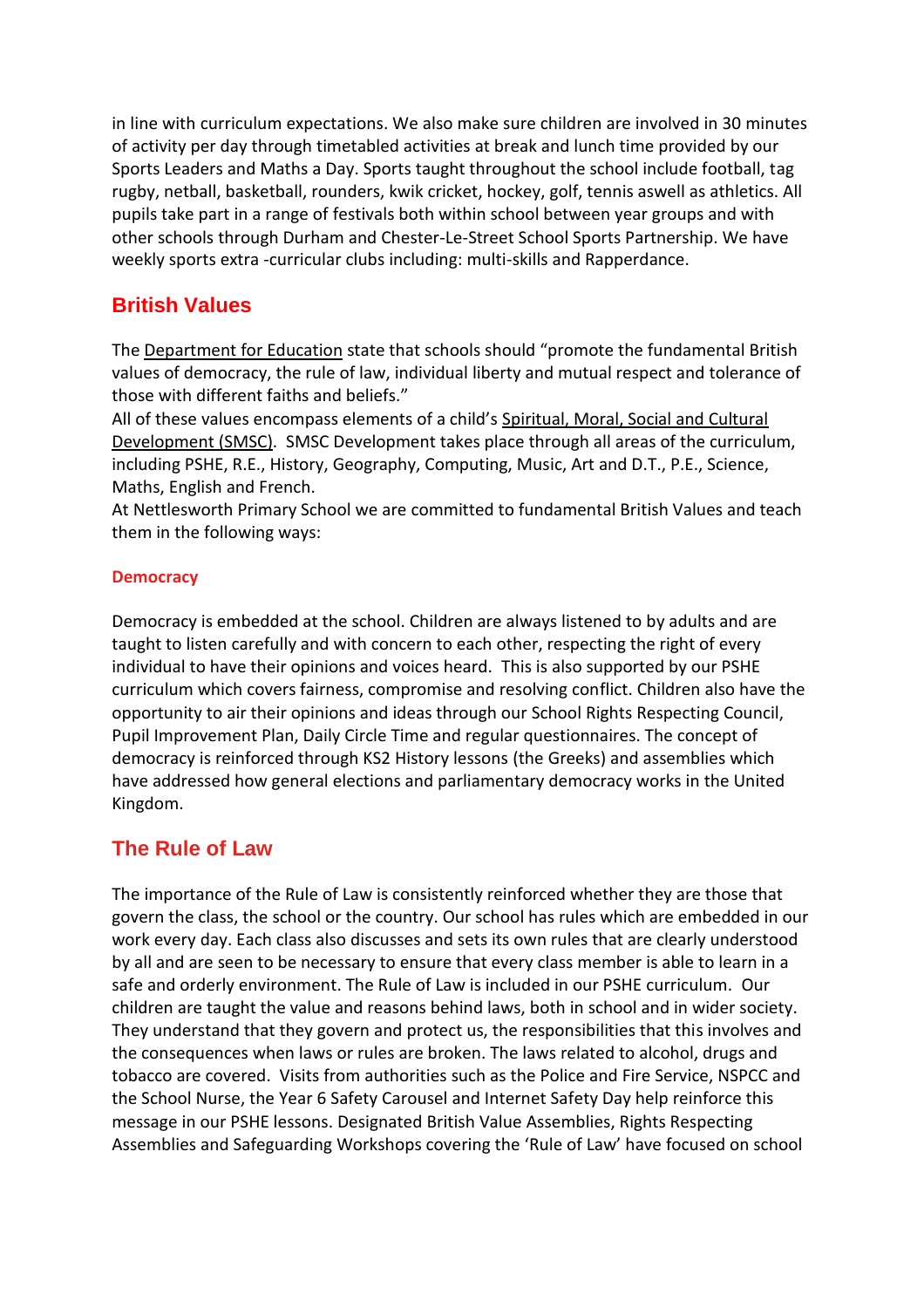in line with curriculum expectations. We also make sure children are involved in 30 minutes of activity per day through timetabled activities at break and lunch time provided by our Sports Leaders and Maths a Day. Sports taught throughout the school include football, tag rugby, netball, basketball, rounders, kwik cricket, hockey, golf, tennis aswell as athletics. All pupils take part in a range of festivals both within school between year groups and with other schools through Durham and Chester-Le-Street School Sports Partnership. We have weekly sports extra -curricular clubs including: multi-skills and Rapperdance.

## British Values

The Department for Education state that schools should "promote the fundamental British values of democracy, the rule of law, individual liberty and mutual respect and tolerance of those with different faiths and beliefs."
All of these values encompass elements of a child's Spiritual, Moral, Social and Cultural Development (SMSC). SMSC Development takes place through all areas of the curriculum, including PSHE, R.E., History, Geography, Computing, Music, Art and D.T., P.E., Science, Maths, English and French.
At Nettlesworth Primary School we are committed to fundamental British Values and teach them in the following ways:

### Democracy

Democracy is embedded at the school. Children are always listened to by adults and are taught to listen carefully and with concern to each other, respecting the right of every individual to have their opinions and voices heard. This is also supported by our PSHE curriculum which covers fairness, compromise and resolving conflict. Children also have the opportunity to air their opinions and ideas through our School Rights Respecting Council, Pupil Improvement Plan, Daily Circle Time and regular questionnaires. The concept of democracy is reinforced through KS2 History lessons (the Greeks) and assemblies which have addressed how general elections and parliamentary democracy works in the United Kingdom.

## The Rule of Law

The importance of the Rule of Law is consistently reinforced whether they are those that govern the class, the school or the country. Our school has rules which are embedded in our work every day. Each class also discusses and sets its own rules that are clearly understood by all and are seen to be necessary to ensure that every class member is able to learn in a safe and orderly environment. The Rule of Law is included in our PSHE curriculum. Our children are taught the value and reasons behind laws, both in school and in wider society. They understand that they govern and protect us, the responsibilities that this involves and the consequences when laws or rules are broken. The laws related to alcohol, drugs and tobacco are covered. Visits from authorities such as the Police and Fire Service, NSPCC and the School Nurse, the Year 6 Safety Carousel and Internet Safety Day help reinforce this message in our PSHE lessons. Designated British Value Assemblies, Rights Respecting Assemblies and Safeguarding Workshops covering the 'Rule of Law' have focused on school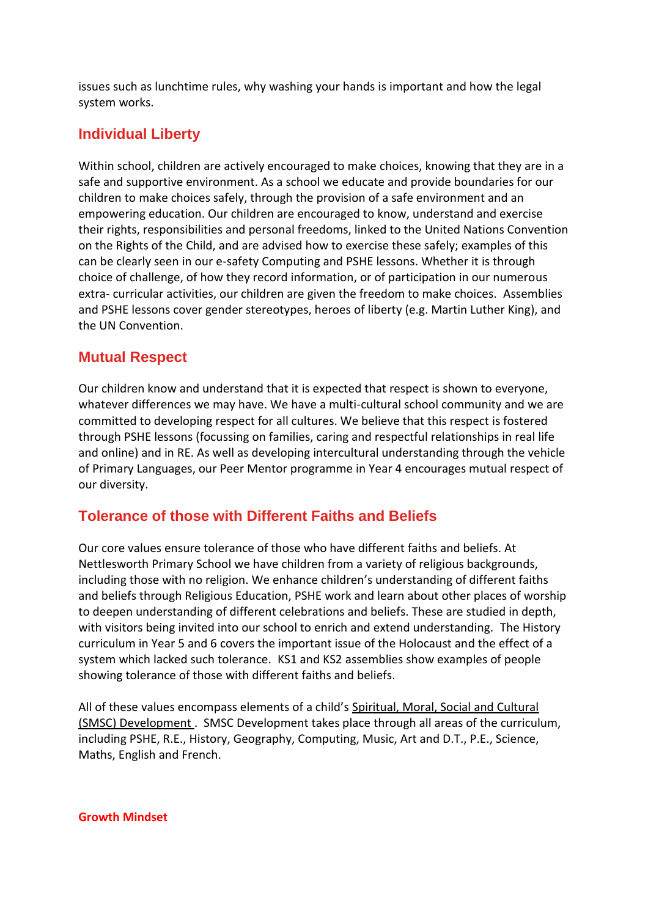issues such as lunchtime rules, why washing your hands is important and how the legal system works.

## Individual Liberty

Within school, children are actively encouraged to make choices, knowing that they are in a safe and supportive environment. As a school we educate and provide boundaries for our children to make choices safely, through the provision of a safe environment and an empowering education. Our children are encouraged to know, understand and exercise their rights, responsibilities and personal freedoms, linked to the United Nations Convention on the Rights of the Child, and are advised how to exercise these safely; examples of this can be clearly seen in our e-safety Computing and PSHE lessons. Whether it is through choice of challenge, of how they record information, or of participation in our numerous extra- curricular activities, our children are given the freedom to make choices. Assemblies and PSHE lessons cover gender stereotypes, heroes of liberty (e.g. Martin Luther King), and the UN Convention.

## Mutual Respect

Our children know and understand that it is expected that respect is shown to everyone, whatever differences we may have. We have a multi-cultural school community and we are committed to developing respect for all cultures. We believe that this respect is fostered through PSHE lessons (focussing on families, caring and respectful relationships in real life and online) and in RE. As well as developing intercultural understanding through the vehicle of Primary Languages, our Peer Mentor programme in Year 4 encourages mutual respect of our diversity.

## Tolerance of those with Different Faiths and Beliefs

Our core values ensure tolerance of those who have different faiths and beliefs. At Nettlesworth Primary School we have children from a variety of religious backgrounds, including those with no religion. We enhance children's understanding of different faiths and beliefs through Religious Education, PSHE work and learn about other places of worship to deepen understanding of different celebrations and beliefs. These are studied in depth, with visitors being invited into our school to enrich and extend understanding. The History curriculum in Year 5 and 6 covers the important issue of the Holocaust and the effect of a system which lacked such tolerance. KS1 and KS2 assemblies show examples of people showing tolerance of those with different faiths and beliefs.

All of these values encompass elements of a child's Spiritual, Moral, Social and Cultural (SMSC) Development . SMSC Development takes place through all areas of the curriculum, including PSHE, R.E., History, Geography, Computing, Music, Art and D.T., P.E., Science, Maths, English and French.

**Growth Mindset**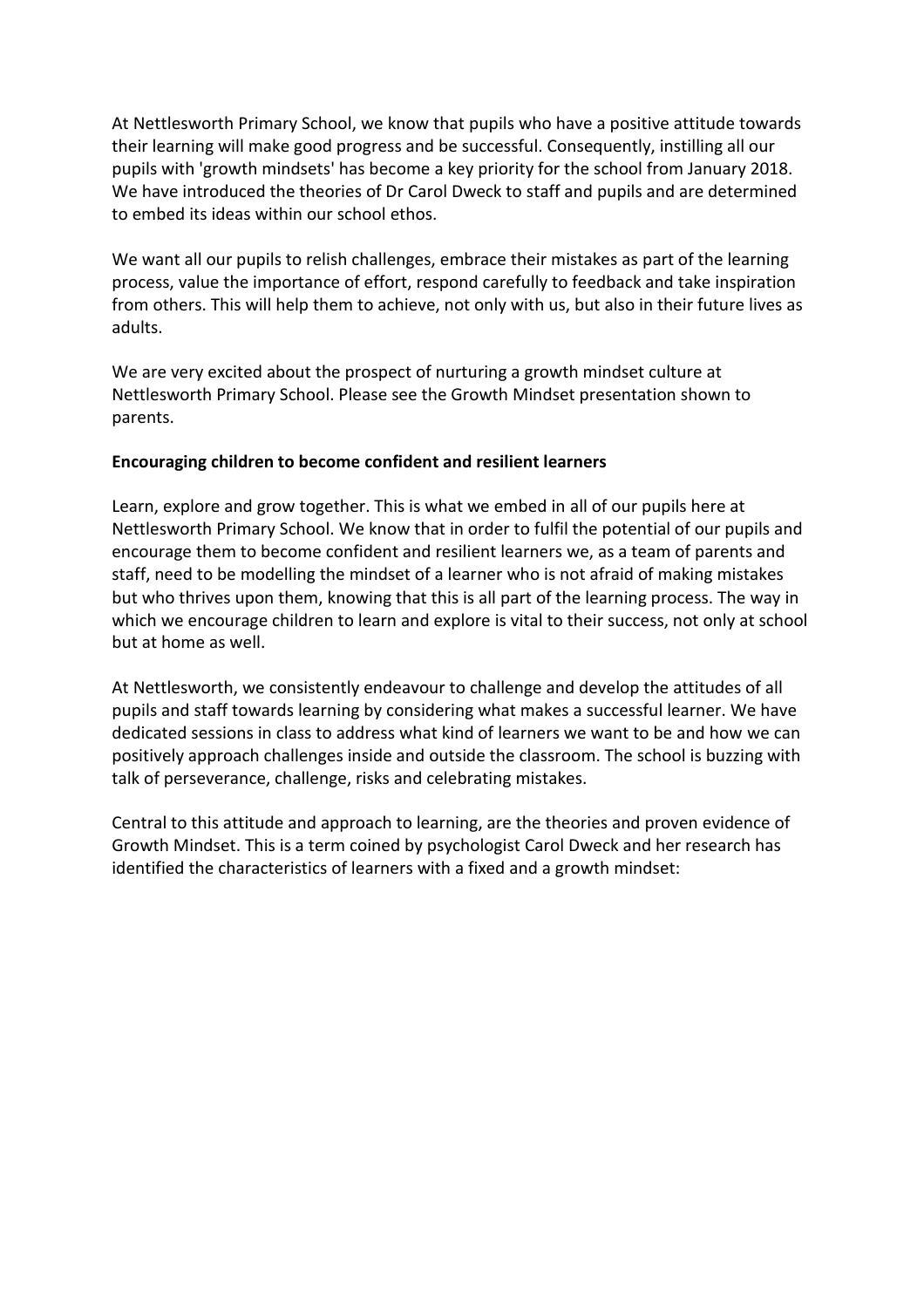At Nettlesworth Primary School, we know that pupils who have a positive attitude towards their learning will make good progress and be successful. Consequently, instilling all our pupils with 'growth mindsets' has become a key priority for the school from January 2018. We have introduced the theories of Dr Carol Dweck to staff and pupils and are determined to embed its ideas within our school ethos.

We want all our pupils to relish challenges, embrace their mistakes as part of the learning process, value the importance of effort, respond carefully to feedback and take inspiration from others. This will help them to achieve, not only with us, but also in their future lives as adults.

We are very excited about the prospect of nurturing a growth mindset culture at Nettlesworth Primary School. Please see the Growth Mindset presentation shown to parents.

**Encouraging children to become confident and resilient learners**

Learn, explore and grow together. This is what we embed in all of our pupils here at Nettlesworth Primary School. We know that in order to fulfil the potential of our pupils and encourage them to become confident and resilient learners we, as a team of parents and staff, need to be modelling the mindset of a learner who is not afraid of making mistakes but who thrives upon them, knowing that this is all part of the learning process. The way in which we encourage children to learn and explore is vital to their success, not only at school but at home as well.

At Nettlesworth, we consistently endeavour to challenge and develop the attitudes of all pupils and staff towards learning by considering what makes a successful learner. We have dedicated sessions in class to address what kind of learners we want to be and how we can positively approach challenges inside and outside the classroom. The school is buzzing with talk of perseverance, challenge, risks and celebrating mistakes.

Central to this attitude and approach to learning, are the theories and proven evidence of Growth Mindset. This is a term coined by psychologist Carol Dweck and her research has identified the characteristics of learners with a fixed and a growth mindset: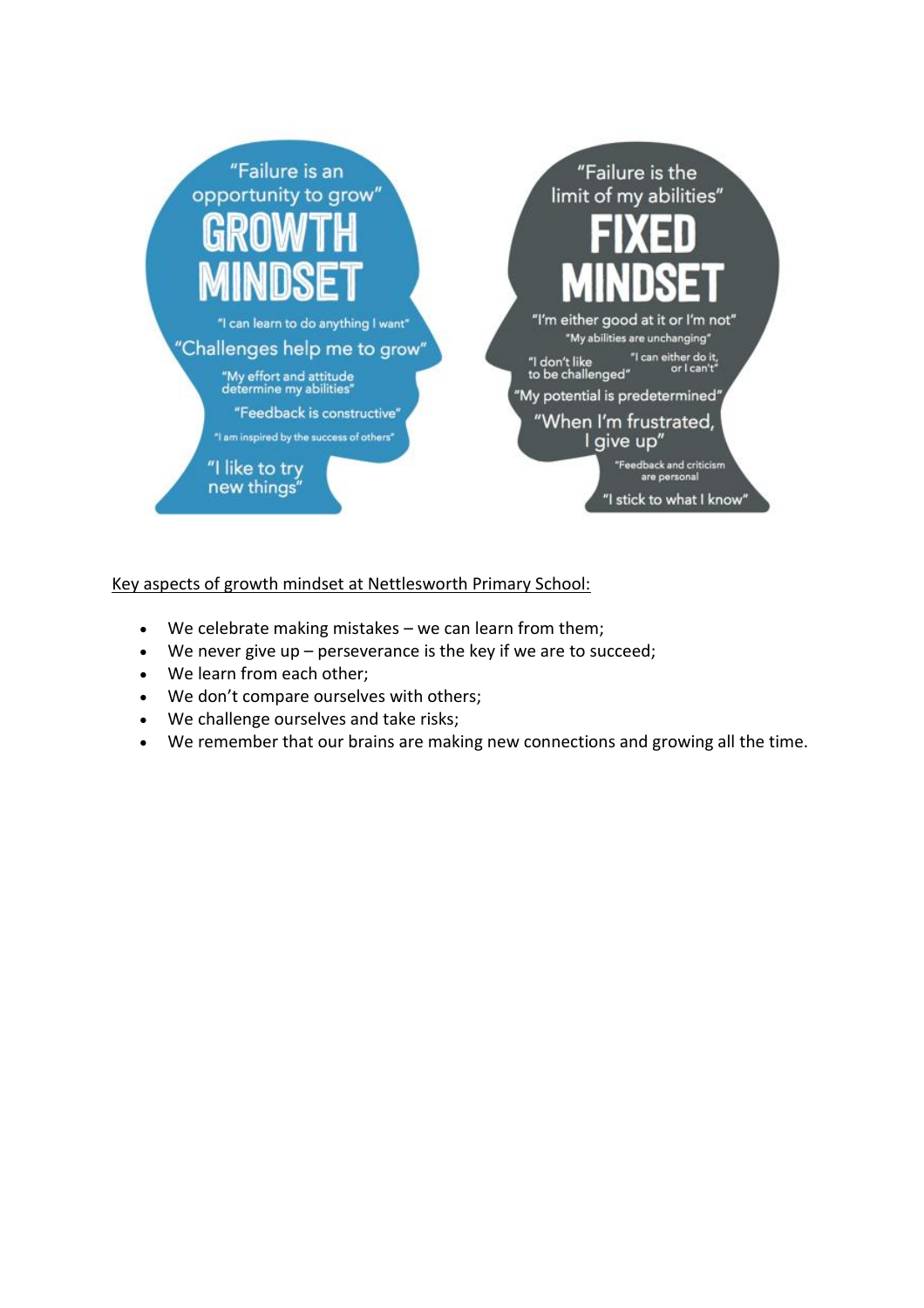"Failure is an opportunity to grow"

GROWTH MINDSET

"I can learn to do anything I want"

"Challenges help me to grow"

"My effort and attitude determine my abilities"

"Feedback is constructive"

"I am inspired by the success of others"

"I like to try new things"

"Failure is the limit of my abilities"

FIXED MINDSET

"I'm either good at it or I'm not"

"My abilities are unchanging"

"I don't like to be challenged"

"I can either do it, or I can't"

"My potential is predetermined"

"When I'm frustrated, I give up"

"Feedback and criticism are personal"

"I stick to what I know"

Key aspects of growth mindset at Nettlesworth Primary School:

- We celebrate making mistakes – we can learn from them;
- We never give up – perseverance is the key if we are to succeed;
- We learn from each other;
- We don't compare ourselves with others;
- We challenge ourselves and take risks;
- We remember that our brains are making new connections and growing all the time.